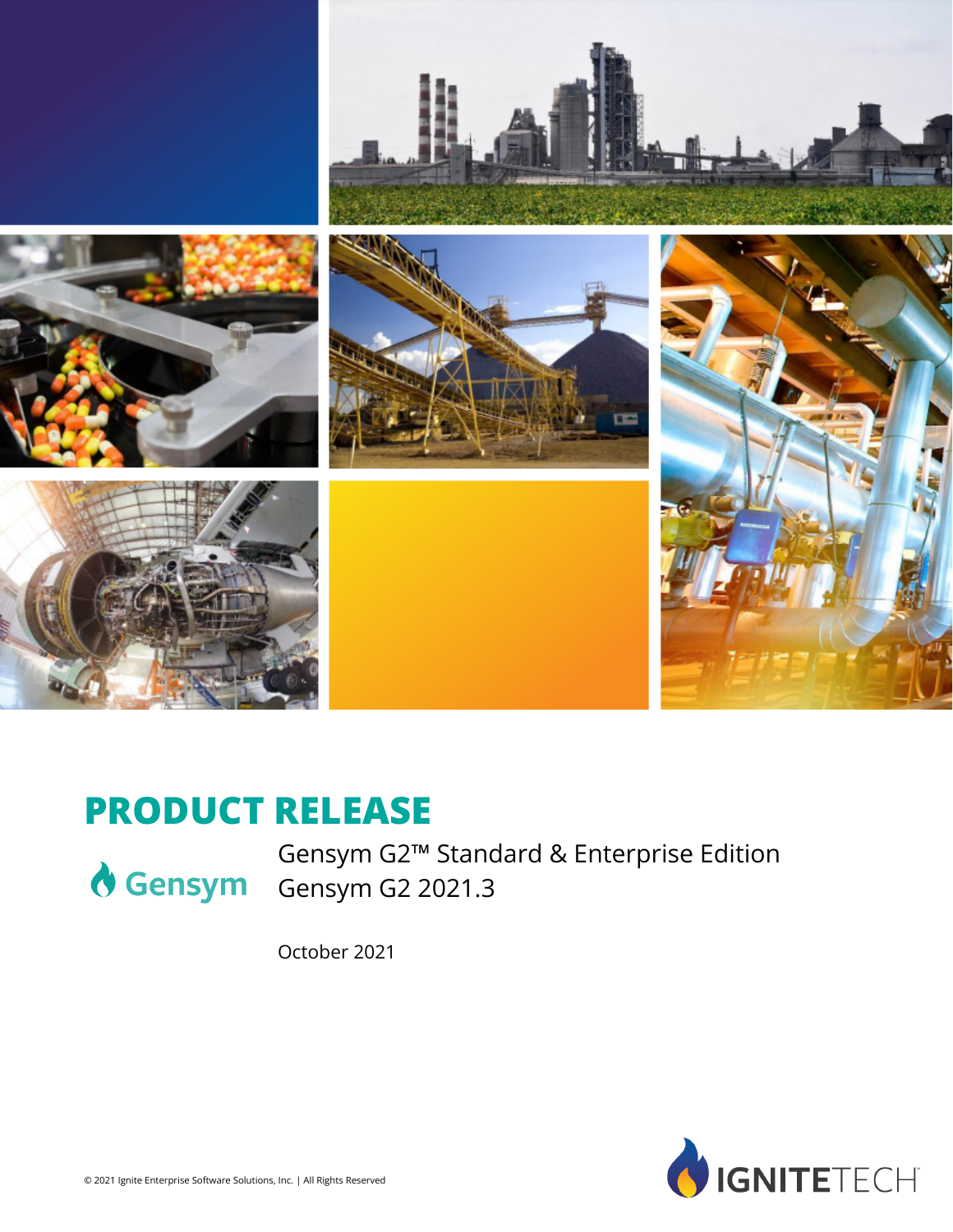# PRODUCT RELEASE

Gensym

Gensym G2™ Standard & Enterprise Edition
Gensym G2 2021.3

October 2021

© 2021 Ignite Enterprise Software Solutions, Inc. | All Rights Reserved

IGNITETECH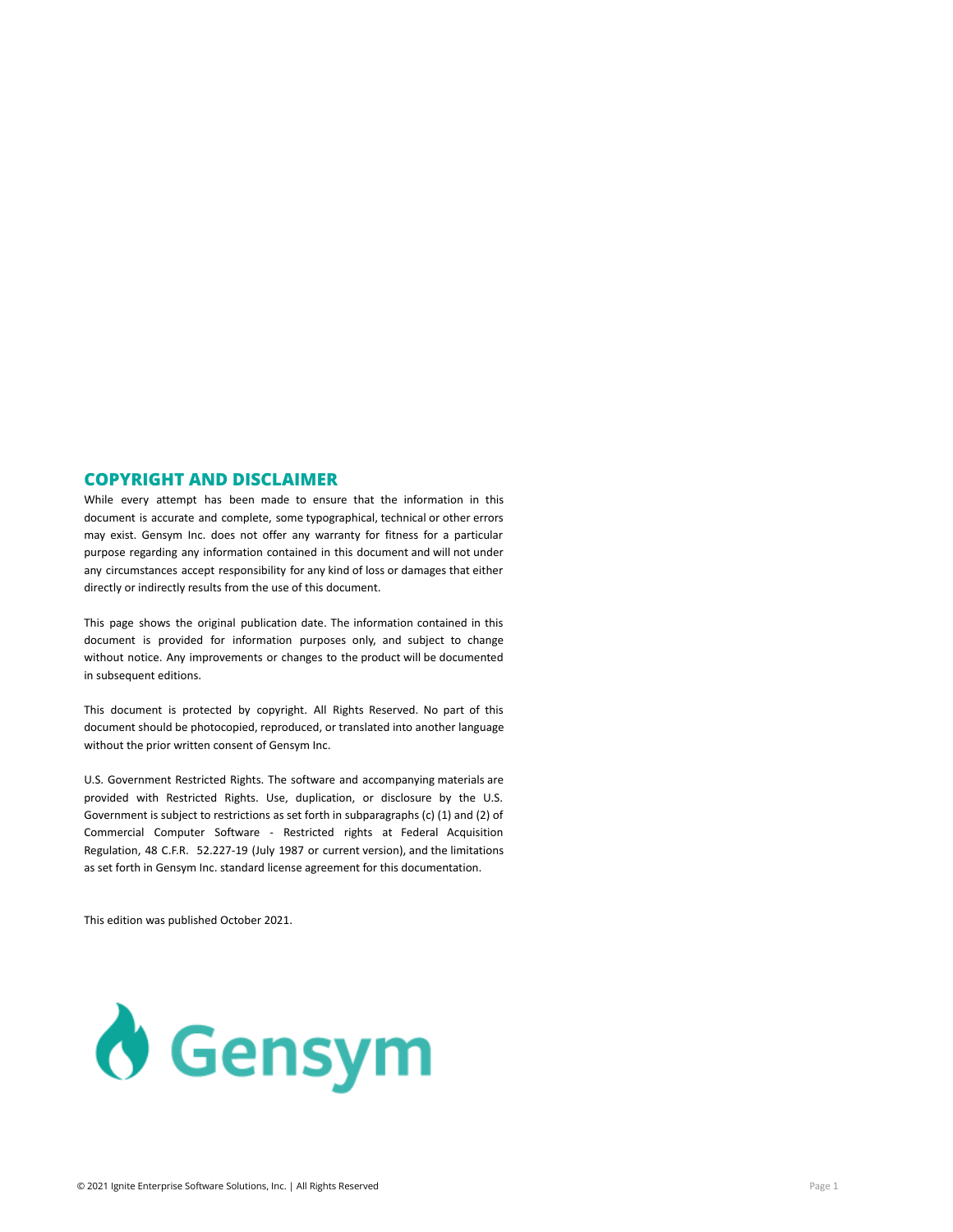## COPYRIGHT AND DISCLAIMER

While every attempt has been made to ensure that the information in this document is accurate and complete, some typographical, technical or other errors may exist. Gensym Inc. does not offer any warranty for fitness for a particular purpose regarding any information contained in this document and will not under any circumstances accept responsibility for any kind of loss or damages that either directly or indirectly results from the use of this document.

This page shows the original publication date. The information contained in this document is provided for information purposes only, and subject to change without notice. Any improvements or changes to the product will be documented in subsequent editions.

This document is protected by copyright. All Rights Reserved. No part of this document should be photocopied, reproduced, or translated into another language without the prior written consent of Gensym Inc.

U.S. Government Restricted Rights. The software and accompanying materials are provided with Restricted Rights. Use, duplication, or disclosure by the U.S. Government is subject to restrictions as set forth in subparagraphs (c) (1) and (2) of Commercial Computer Software - Restricted rights at Federal Acquisition Regulation, 48 C.F.R. 52.227-19 (July 1987 or current version), and the limitations as set forth in Gensym Inc. standard license agreement for this documentation.

This edition was published October 2021.

Gensym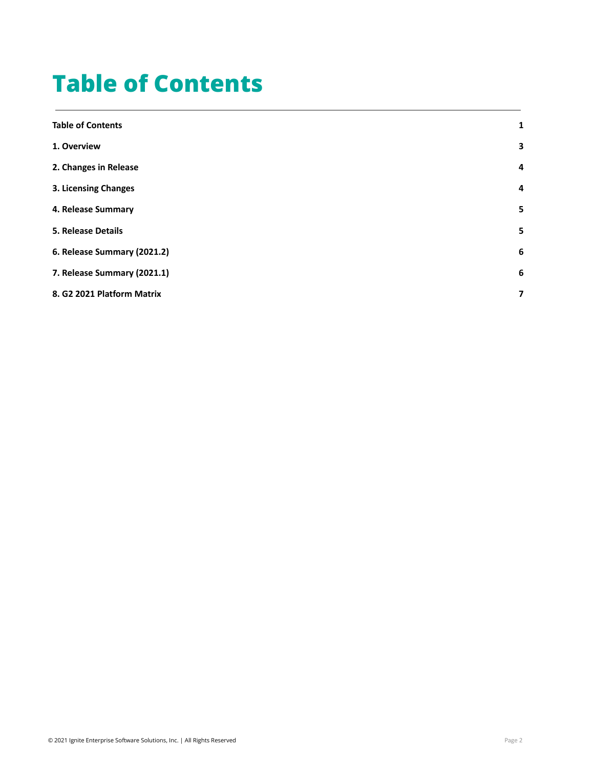# Table of Contents

| | |
|---|---|
| **Table of Contents** | **1** |
| **1. Overview** | **3** |
| **2. Changes in Release** | **4** |
| **3. Licensing Changes** | **4** |
| **4. Release Summary** | **5** |
| **5. Release Details** | **5** |
| **6. Release Summary (2021.2)** | **6** |
| **7. Release Summary (2021.1)** | **6** |
| **8. G2 2021 Platform Matrix** | **7** |

© 2021 Ignite Enterprise Software Solutions, Inc. | All Rights Reserved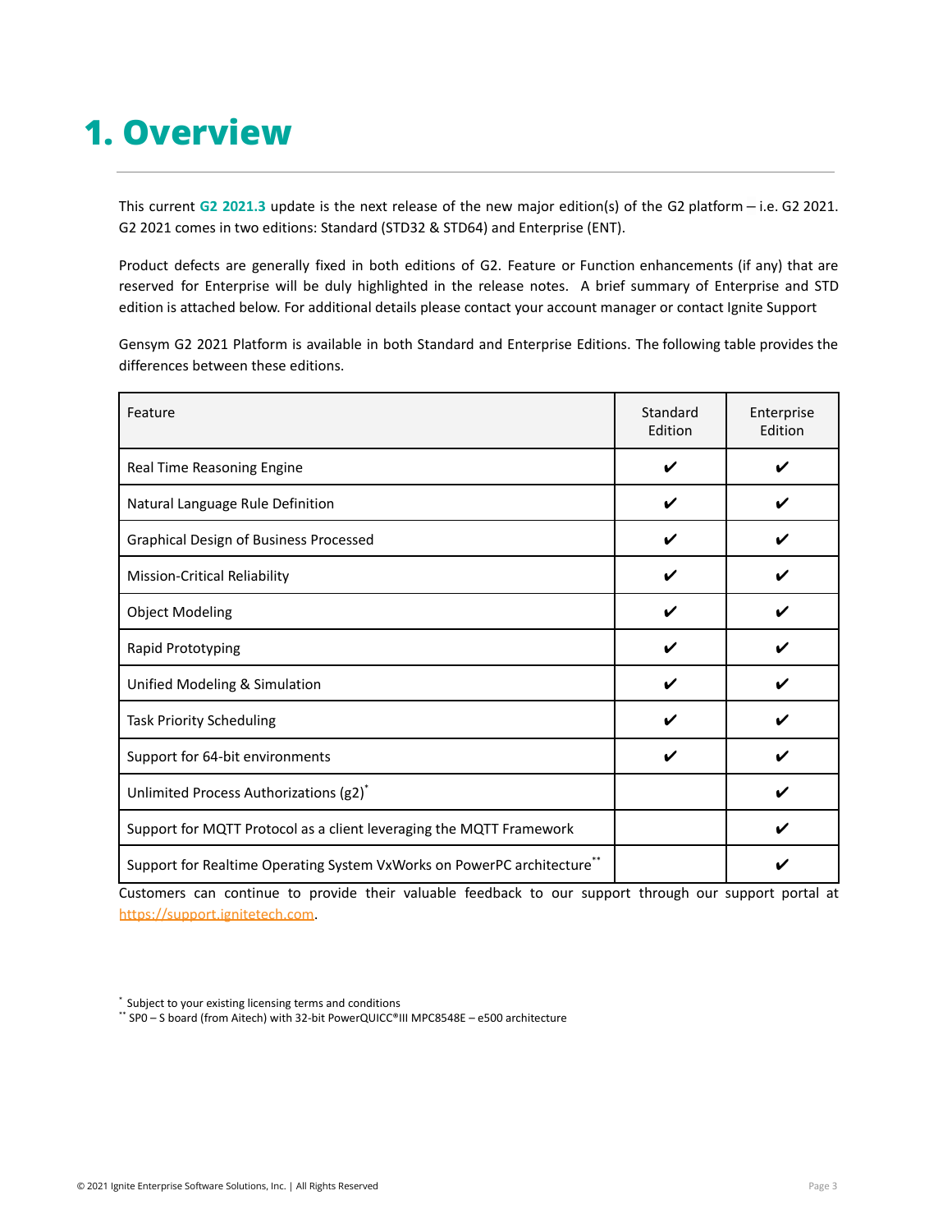# 1. Overview

This current **G2 2021.3** update is the next release of the new major edition(s) of the G2 platform – i.e. G2 2021. G2 2021 comes in two editions: Standard (STD32 & STD64) and Enterprise (ENT).

Product defects are generally fixed in both editions of G2. Feature or Function enhancements (if any) that are reserved for Enterprise will be duly highlighted in the release notes. A brief summary of Enterprise and STD edition is attached below. For additional details please contact your account manager or contact Ignite Support

Gensym G2 2021 Platform is available in both Standard and Enterprise Editions. The following table provides the differences between these editions.

| Feature | Standard Edition | Enterprise Edition |
|---|---|---|
| Real Time Reasoning Engine | ✔ | ✔ |
| Natural Language Rule Definition | ✔ | ✔ |
| Graphical Design of Business Processed | ✔ | ✔ |
| Mission-Critical Reliability | ✔ | ✔ |
| Object Modeling | ✔ | ✔ |
| Rapid Prototyping | ✔ | ✔ |
| Unified Modeling & Simulation | ✔ | ✔ |
| Task Priority Scheduling | ✔ | ✔ |
| Support for 64-bit environments | ✔ | ✔ |
| Unlimited Process Authorizations (g2)* | | ✔ |
| Support for MQTT Protocol as a client leveraging the MQTT Framework | | ✔ |
| Support for Realtime Operating System VxWorks on PowerPC architecture** | | ✔ |

Customers can continue to provide their valuable feedback to our support through our support portal at https://support.ignitetech.com.

\* Subject to your existing licensing terms and conditions

\*\* SP0 – S board (from Aitech) with 32-bit PowerQUICC®III MPC8548E – e500 architecture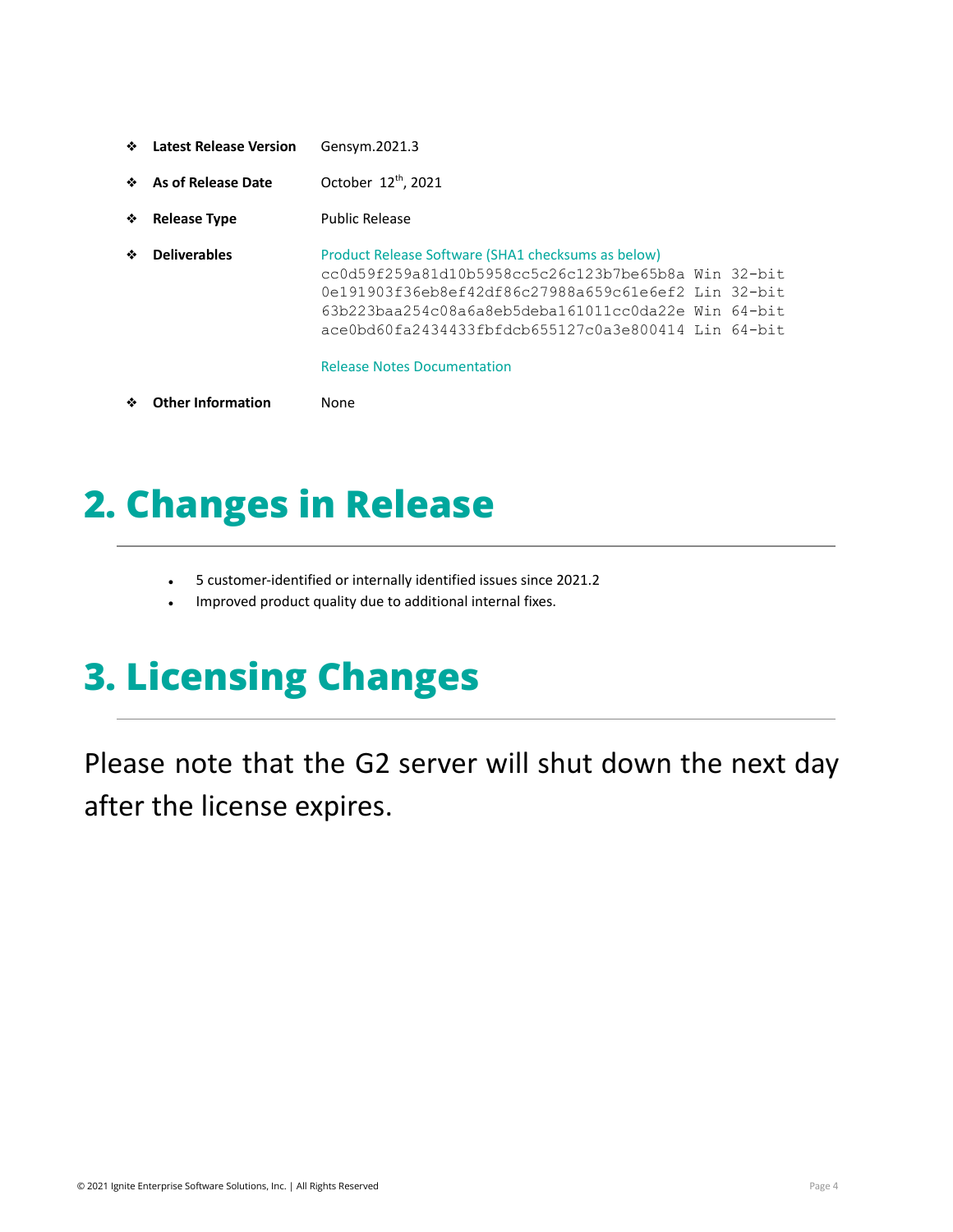- **Latest Release Version** Gensym.2021.3
- **As of Release Date** October 12th, 2021
- **Release Type** Public Release
- **Deliverables** Product Release Software (SHA1 checksums as below)

```
cc0d59f259a81d10b5958cc5c26c123b7be65b8a Win 32-bit
0e191903f36eb8ef42df86c27988a659c61e6ef2 Lin 32-bit
63b223baa254c08a6a8eb5deba161011cc0da22e Win 64-bit
ace0bd60fa2434433fbfdcb655127c0a3e800414 Lin 64-bit
```

  Release Notes Documentation
- **Other Information** None

# 2. Changes in Release

- 5 customer-identified or internally identified issues since 2021.2
- Improved product quality due to additional internal fixes.

# 3. Licensing Changes

Please note that the G2 server will shut down the next day after the license expires.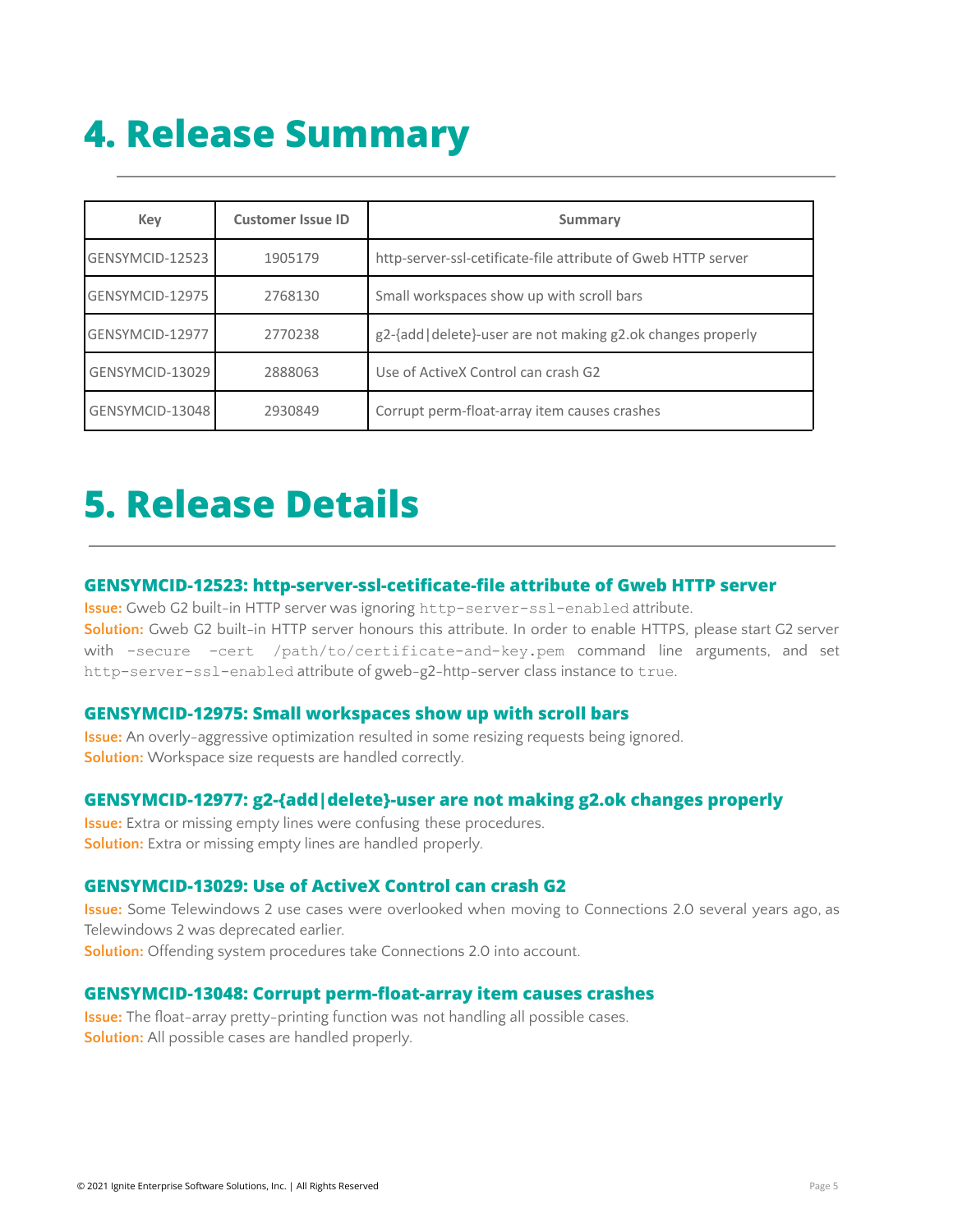# 4. Release Summary

| Key | Customer Issue ID | Summary |
|---|---|---|
| GENSYMCID-12523 | 1905179 | http-server-ssl-cetificate-file attribute of Gweb HTTP server |
| GENSYMCID-12975 | 2768130 | Small workspaces show up with scroll bars |
| GENSYMCID-12977 | 2770238 | g2-{add|delete}-user are not making g2.ok changes properly |
| GENSYMCID-13029 | 2888063 | Use of ActiveX Control can crash G2 |
| GENSYMCID-13048 | 2930849 | Corrupt perm-float-array item causes crashes |

# 5. Release Details

### GENSYMCID-12523: http-server-ssl-cetificate-file attribute of Gweb HTTP server

**Issue:** Gweb G2 built-in HTTP server was ignoring `http-server-ssl-enabled` attribute.
**Solution:** Gweb G2 built-in HTTP server honours this attribute. In order to enable HTTPS, please start G2 server with `-secure -cert /path/to/certificate-and-key.pem` command line arguments, and set `http-server-ssl-enabled` attribute of gweb-g2-http-server class instance to `true`.

### GENSYMCID-12975: Small workspaces show up with scroll bars

**Issue:** An overly-aggressive optimization resulted in some resizing requests being ignored.
**Solution:** Workspace size requests are handled correctly.

### GENSYMCID-12977: g2-{add|delete}-user are not making g2.ok changes properly

**Issue:** Extra or missing empty lines were confusing these procedures.
**Solution:** Extra or missing empty lines are handled properly.

### GENSYMCID-13029: Use of ActiveX Control can crash G2

**Issue:** Some Telewindows 2 use cases were overlooked when moving to Connections 2.0 several years ago, as Telewindows 2 was deprecated earlier.
**Solution:** Offending system procedures take Connections 2.0 into account.

### GENSYMCID-13048: Corrupt perm-float-array item causes crashes

**Issue:** The float-array pretty-printing function was not handling all possible cases.
**Solution:** All possible cases are handled properly.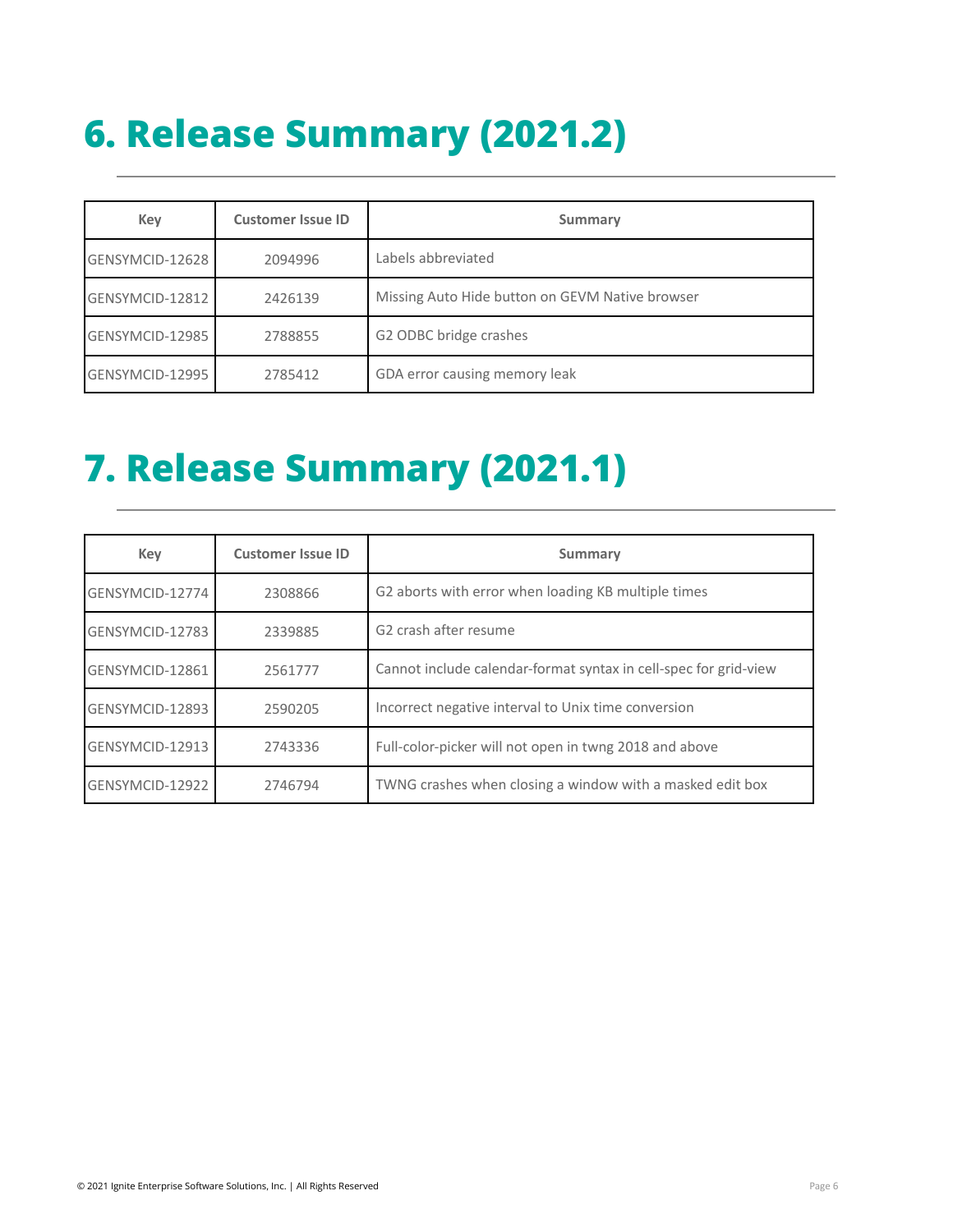# 6. Release Summary (2021.2)

| Key | Customer Issue ID | Summary |
|---|---|---|
| GENSYMCID-12628 | 2094996 | Labels abbreviated |
| GENSYMCID-12812 | 2426139 | Missing Auto Hide button on GEVM Native browser |
| GENSYMCID-12985 | 2788855 | G2 ODBC bridge crashes |
| GENSYMCID-12995 | 2785412 | GDA error causing memory leak |

# 7. Release Summary (2021.1)

| Key | Customer Issue ID | Summary |
|---|---|---|
| GENSYMCID-12774 | 2308866 | G2 aborts with error when loading KB multiple times |
| GENSYMCID-12783 | 2339885 | G2 crash after resume |
| GENSYMCID-12861 | 2561777 | Cannot include calendar-format syntax in cell-spec for grid-view |
| GENSYMCID-12893 | 2590205 | Incorrect negative interval to Unix time conversion |
| GENSYMCID-12913 | 2743336 | Full-color-picker will not open in twng 2018 and above |
| GENSYMCID-12922 | 2746794 | TWNG crashes when closing a window with a masked edit box |

© 2021 Ignite Enterprise Software Solutions, Inc. | All Rights Reserved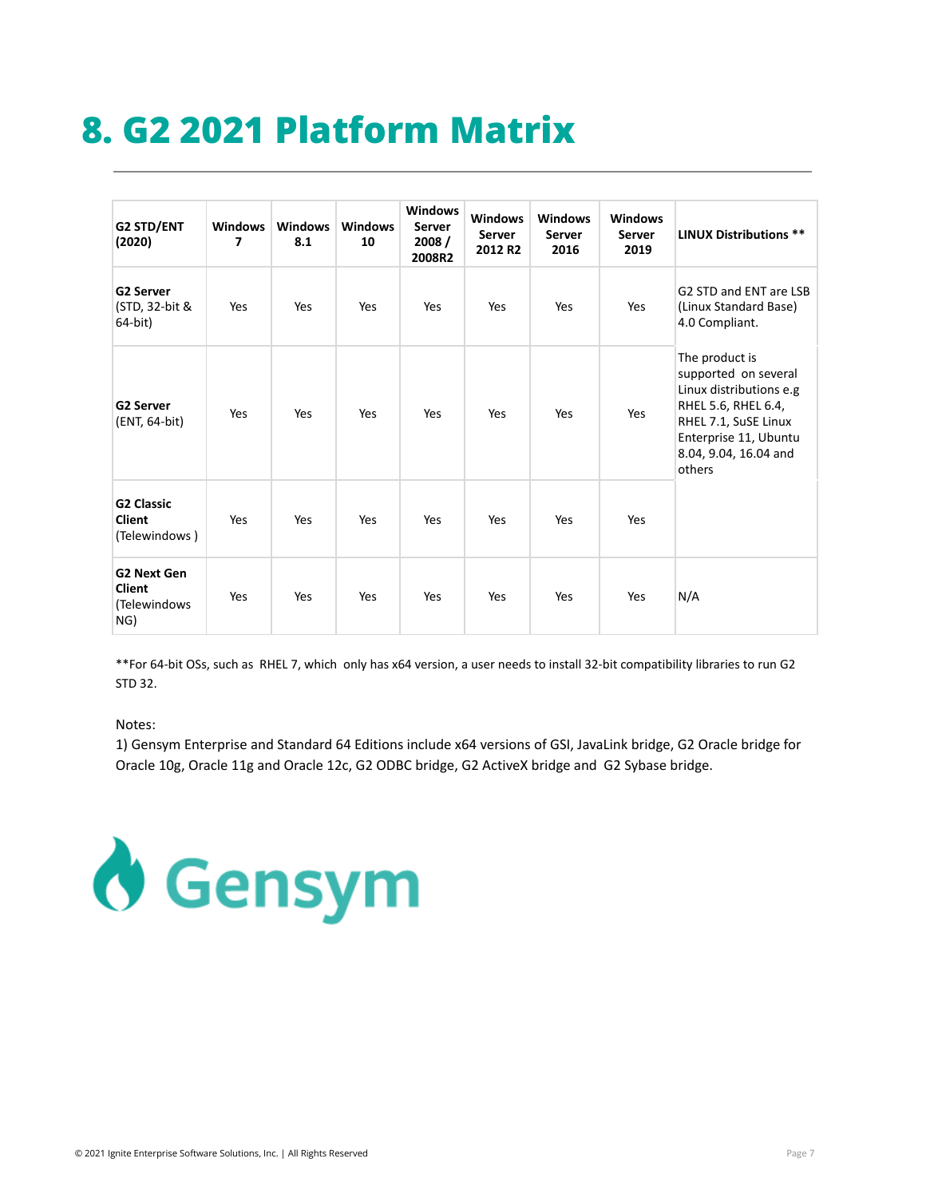# 8. G2 2021 Platform Matrix

| G2 STD/ENT (2020) | Windows 7 | Windows 8.1 | Windows 10 | Windows Server 2008 / 2008R2 | Windows Server 2012 R2 | Windows Server 2016 | Windows Server 2019 | LINUX Distributions ** |
|---|---|---|---|---|---|---|---|---|
| **G2 Server** (STD, 32-bit & 64-bit) | Yes | Yes | Yes | Yes | Yes | Yes | Yes | G2 STD and ENT are LSB (Linux Standard Base) 4.0 Compliant. |
| **G2 Server** (ENT, 64-bit) | Yes | Yes | Yes | Yes | Yes | Yes | Yes | The product is supported on several Linux distributions e.g RHEL 5.6, RHEL 6.4, RHEL 7.1, SuSE Linux Enterprise 11, Ubuntu 8.04, 9.04, 16.04 and others |
| **G2 Classic Client** (Telewindows ) | Yes | Yes | Yes | Yes | Yes | Yes | Yes | |
| **G2 Next Gen Client** (Telewindows NG) | Yes | Yes | Yes | Yes | Yes | Yes | Yes | N/A |

**For 64-bit OSs, such as RHEL 7, which only has x64 version, a user needs to install 32-bit compatibility libraries to run G2 STD 32.

Notes:

1) Gensym Enterprise and Standard 64 Editions include x64 versions of GSI, JavaLink bridge, G2 Oracle bridge for Oracle 10g, Oracle 11g and Oracle 12c, G2 ODBC bridge, G2 ActiveX bridge and G2 Sybase bridge.

Gensym

© 2021 Ignite Enterprise Software Solutions, Inc. | All Rights Reserved